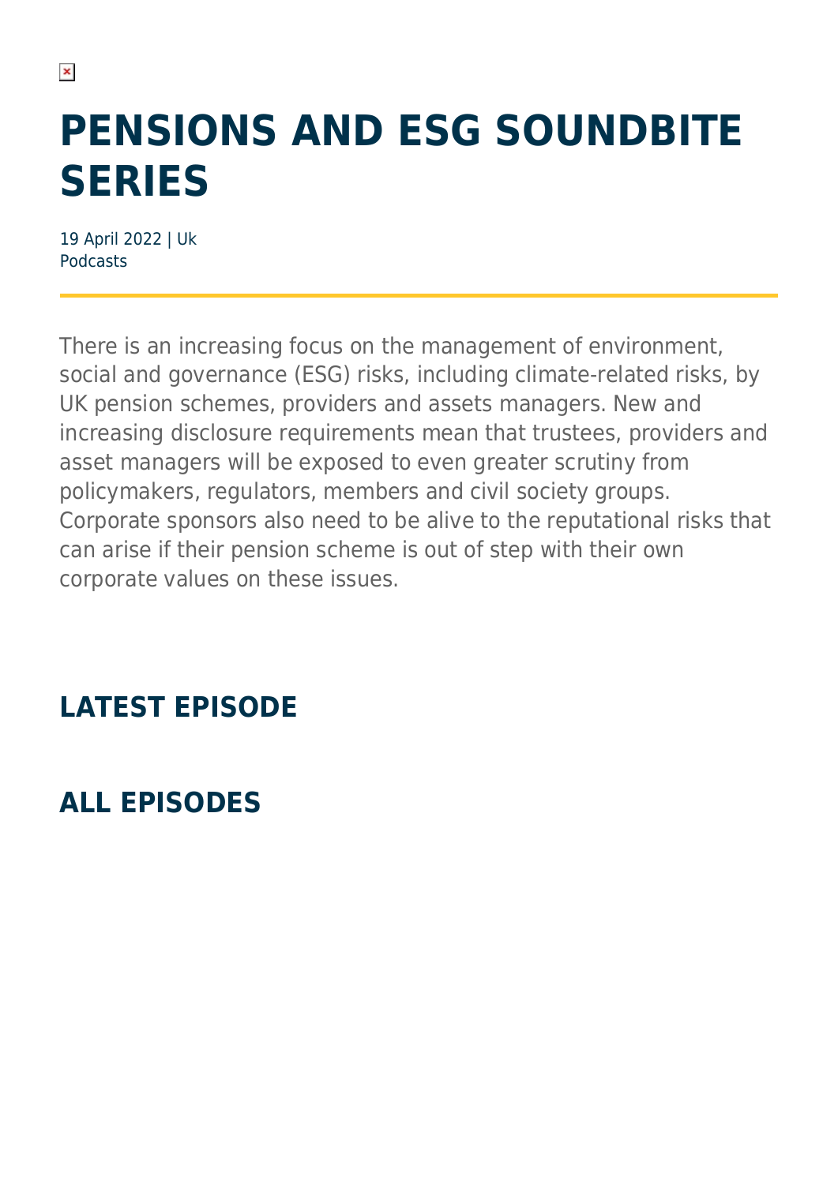# PENSIONS AND ESG SOUNDBITE SERIES

19 April 2022 | Uk
Podcasts

There is an increasing focus on the management of environment, social and governance (ESG) risks, including climate-related risks, by UK pension schemes, providers and assets managers. New and increasing disclosure requirements mean that trustees, providers and asset managers will be exposed to even greater scrutiny from policymakers, regulators, members and civil society groups. Corporate sponsors also need to be alive to the reputational risks that can arise if their pension scheme is out of step with their own corporate values on these issues.

## LATEST EPISODE

## ALL EPISODES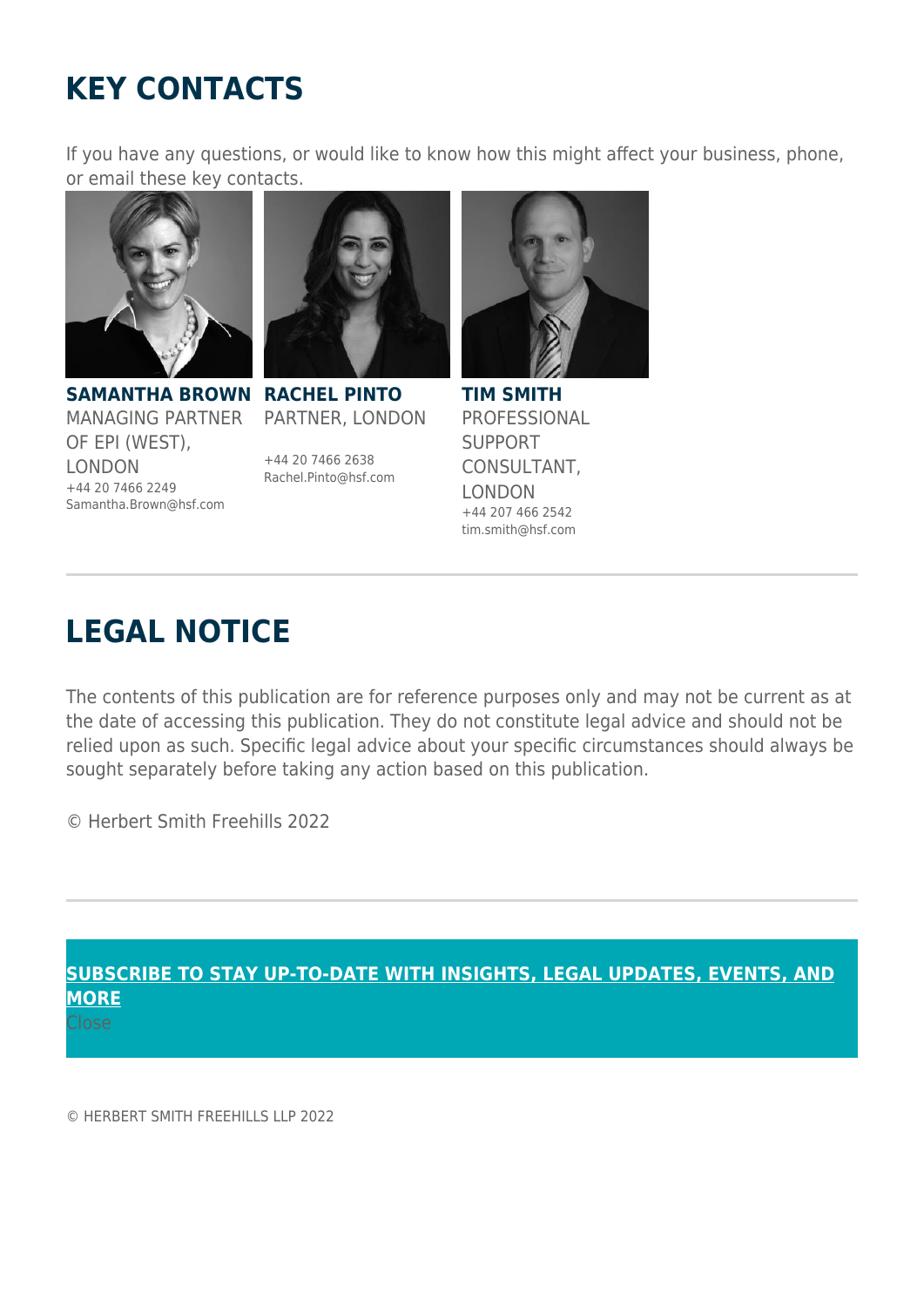## KEY CONTACTS

If you have any questions, or would like to know how this might affect your business, phone, or email these key contacts.

**SAMANTHA BROWN**
MANAGING PARTNER OF EPI (WEST), LONDON
+44 20 7466 2249
Samantha.Brown@hsf.com

**RACHEL PINTO**
PARTNER, LONDON
+44 20 7466 2638
Rachel.Pinto@hsf.com

**TIM SMITH**
PROFESSIONAL SUPPORT CONSULTANT, LONDON
+44 207 466 2542
tim.smith@hsf.com

---

## LEGAL NOTICE

The contents of this publication are for reference purposes only and may not be current as at the date of accessing this publication. They do not constitute legal advice and should not be relied upon as such. Specific legal advice about your specific circumstances should always be sought separately before taking any action based on this publication.

© Herbert Smith Freehills 2022

---

**SUBSCRIBE TO STAY UP-TO-DATE WITH INSIGHTS, LEGAL UPDATES, EVENTS, AND MORE**

Close

© HERBERT SMITH FREEHILLS LLP 2022